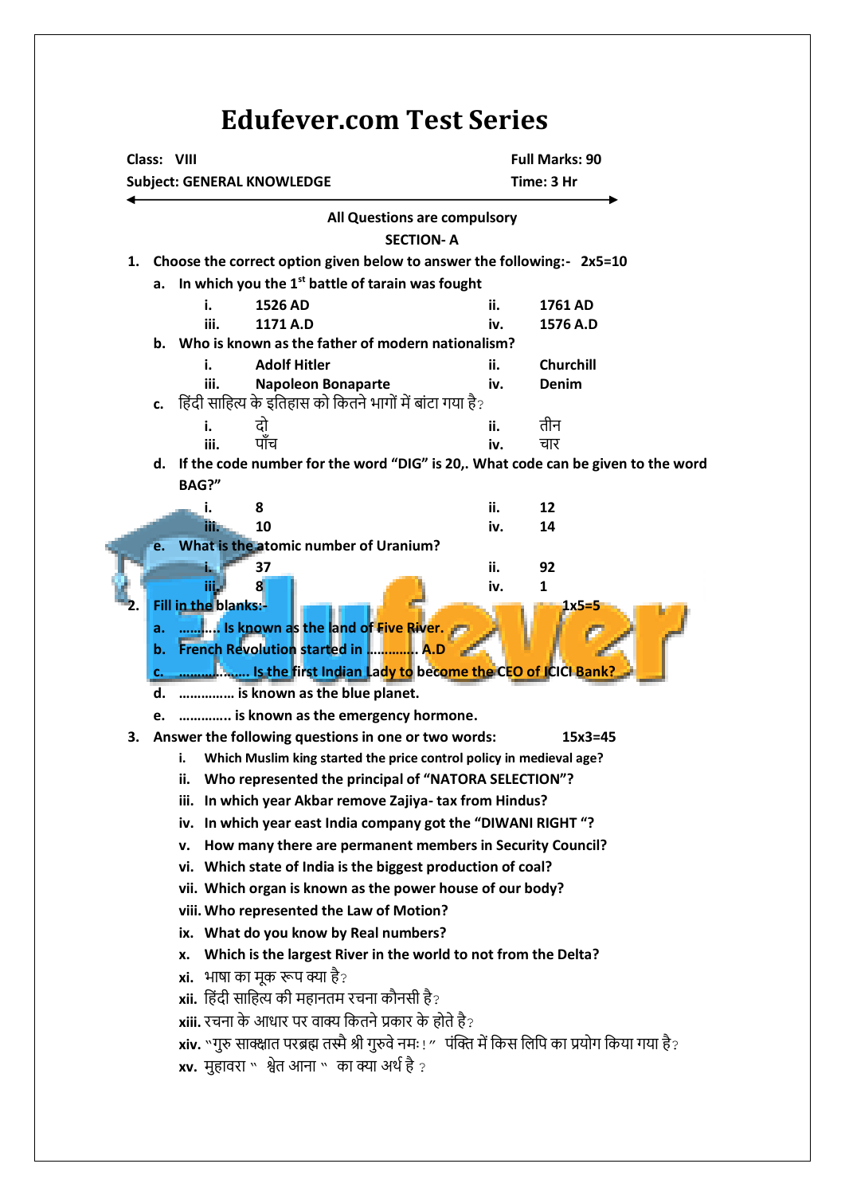# Edufever.com Test Series

**Class: VIII** **Full Marks: 90**

**Subject: GENERAL KNOWLEDGE** **Time: 3 Hr**

**All Questions are compulsory**

**SECTION- A**

**1. Choose the correct option given below to answer the following:- 2x5=10**

**a. In which you the 1st battle of tarain was fought**

| | | | |
|---|---|---|---|
| i. | 1526 AD | ii. | 1761 AD |
| iii. | 1171 A.D | iv. | 1576 A.D |

**b. Who is known as the father of modern nationalism?**

| | | | |
|---|---|---|---|
| i. | Adolf Hitler | ii. | Churchill |
| iii. | Napoleon Bonaparte | iv. | Denim |

**c.** हिंदी साहित्य के इतिहास को कितने भागों में बांटा गया है?

| | | | |
|---|---|---|---|
| i. | दो | ii. | तीन |
| iii. | पाँच | iv. | चार |

**d. If the code number for the word "DIG" is 20,. What code can be given to the word BAG?"**

| | | | |
|---|---|---|---|
| i. | 8 | ii. | 12 |
| iii. | 10 | iv. | 14 |

**e. What is the atomic number of Uranium?**

| | | | |
|---|---|---|---|
| i. | 37 | ii. | 92 |
| iii. | 8 | iv. | 1 |

**2. Fill in the blanks:- 1x5=5**

**a. ……….. Is known as the land of Five River.**

**b. French Revolution started in …………. A.D**

**c. ……………….. Is the first Indian Lady to become the CEO of ICICI Bank?**

**d. …………… is known as the blue planet.**

**e. …………. is known as the emergency hormone.**

**3. Answer the following questions in one or two words: 15x3=45**

**i. Which Muslim king started the price control policy in medieval age?**

**ii. Who represented the principal of "NATORA SELECTION"?**

**iii. In which year Akbar remove Zajiya- tax from Hindus?**

**iv. In which year east India company got the "DIWANI RIGHT "?**

**v. How many there are permanent members in Security Council?**

**vi. Which state of India is the biggest production of coal?**

**vii. Which organ is known as the power house of our body?**

**viii. Who represented the Law of Motion?**

**ix. What do you know by Real numbers?**

**x. Which is the largest River in the world to not from the Delta?**

**xi.** भाषा का मूक रूप क्या है?

**xii.** हिंदी साहित्य की महानतम रचना कौनसी है?

**xiii.** रचना के आधार पर वाक्य कितने प्रकार के होते है?

**xiv.** "गुरु साक्षात परब्रह्म तस्मै श्री गुरुवे नमः !" पंक्ति में किस लिपि का प्रयोग किया गया है?

**xv.** मुहावरा " श्वेत आना " का क्या अर्थ है ?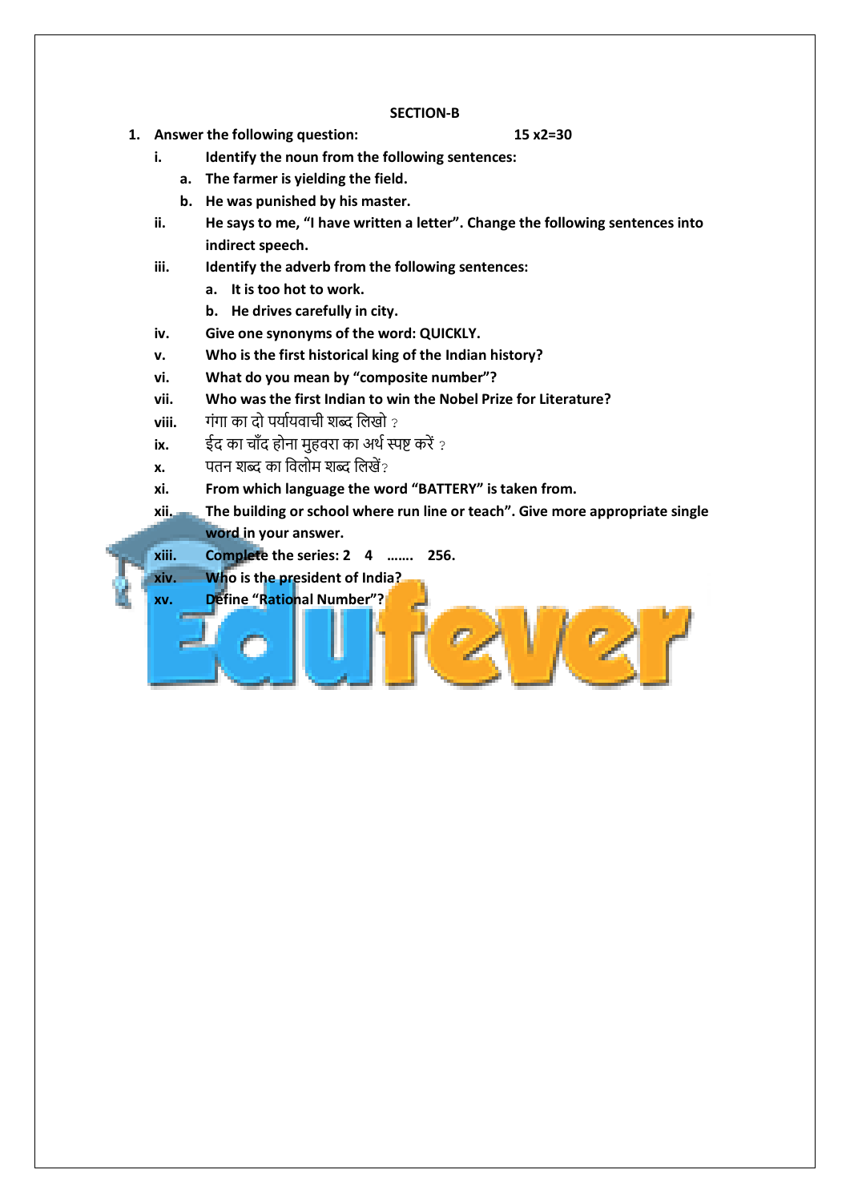## SECTION-B

1. **Answer the following question: 15 x2=30**

   i. **Identify the noun from the following sentences:**
      a. **The farmer is yielding the field.**
      b. **He was punished by his master.**

   ii. **He says to me, "I have written a letter". Change the following sentences into indirect speech.**

   iii. **Identify the adverb from the following sentences:**
      a. **It is too hot to work.**
      b. **He drives carefully in city.**

   iv. **Give one synonyms of the word: QUICKLY.**

   v. **Who is the first historical king of the Indian history?**

   vi. **What do you mean by "composite number"?**

   vii. **Who was the first Indian to win the Nobel Prize for Literature?**

   viii. गंगा का दो पर्यायवाची शब्द लिखो ?

   ix. ईद का चाँद होना मुहवरा का अर्थ स्पष्ट करें ?

   x. पतन शब्द का विलोम शब्द लिखें?

   xi. **From which language the word "BATTERY" is taken from.**

   xii. **The building or school where run line or teach". Give more appropriate single word in your answer.**

   xiii. **Complete the series: 2 4 ……. 256.**

   xiv. **Who is the president of India?**

   xv. **Define "Rational Number"?**